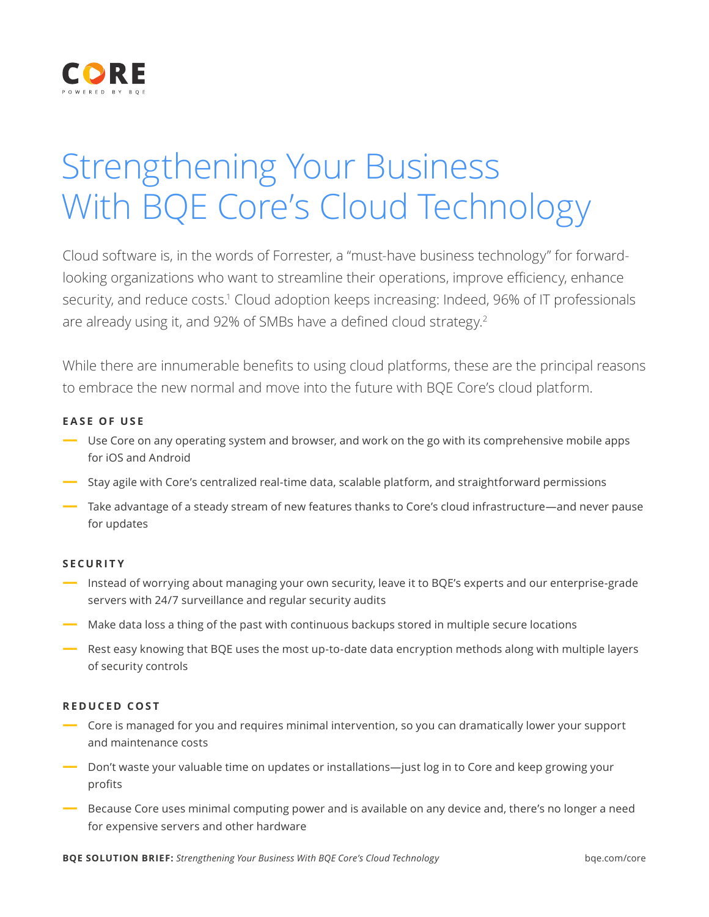CORE

POWERED BY BQE

# Strengthening Your Business With BQE Core's Cloud Technology

Cloud software is, in the words of Forrester, a "must-have business technology" for forward-looking organizations who want to streamline their operations, improve efficiency, enhance security, and reduce costs.[1] Cloud adoption keeps increasing: Indeed, 96% of IT professionals are already using it, and 92% of SMBs have a defined cloud strategy.[2]

While there are innumerable benefits to using cloud platforms, these are the principal reasons to embrace the new normal and move into the future with BQE Core's cloud platform.

#### EASE OF USE

- Use Core on any operating system and browser, and work on the go with its comprehensive mobile apps for iOS and Android
- Stay agile with Core's centralized real-time data, scalable platform, and straightforward permissions
- Take advantage of a steady stream of new features thanks to Core's cloud infrastructure—and never pause for updates

#### SECURITY

- Instead of worrying about managing your own security, leave it to BQE's experts and our enterprise-grade servers with 24/7 surveillance and regular security audits
- Make data loss a thing of the past with continuous backups stored in multiple secure locations
- Rest easy knowing that BQE uses the most up-to-date data encryption methods along with multiple layers of security controls

#### REDUCED COST

- Core is managed for you and requires minimal intervention, so you can dramatically lower your support and maintenance costs
- Don't waste your valuable time on updates or installations—just log in to Core and keep growing your profits
- Because Core uses minimal computing power and is available on any device and, there's no longer a need for expensive servers and other hardware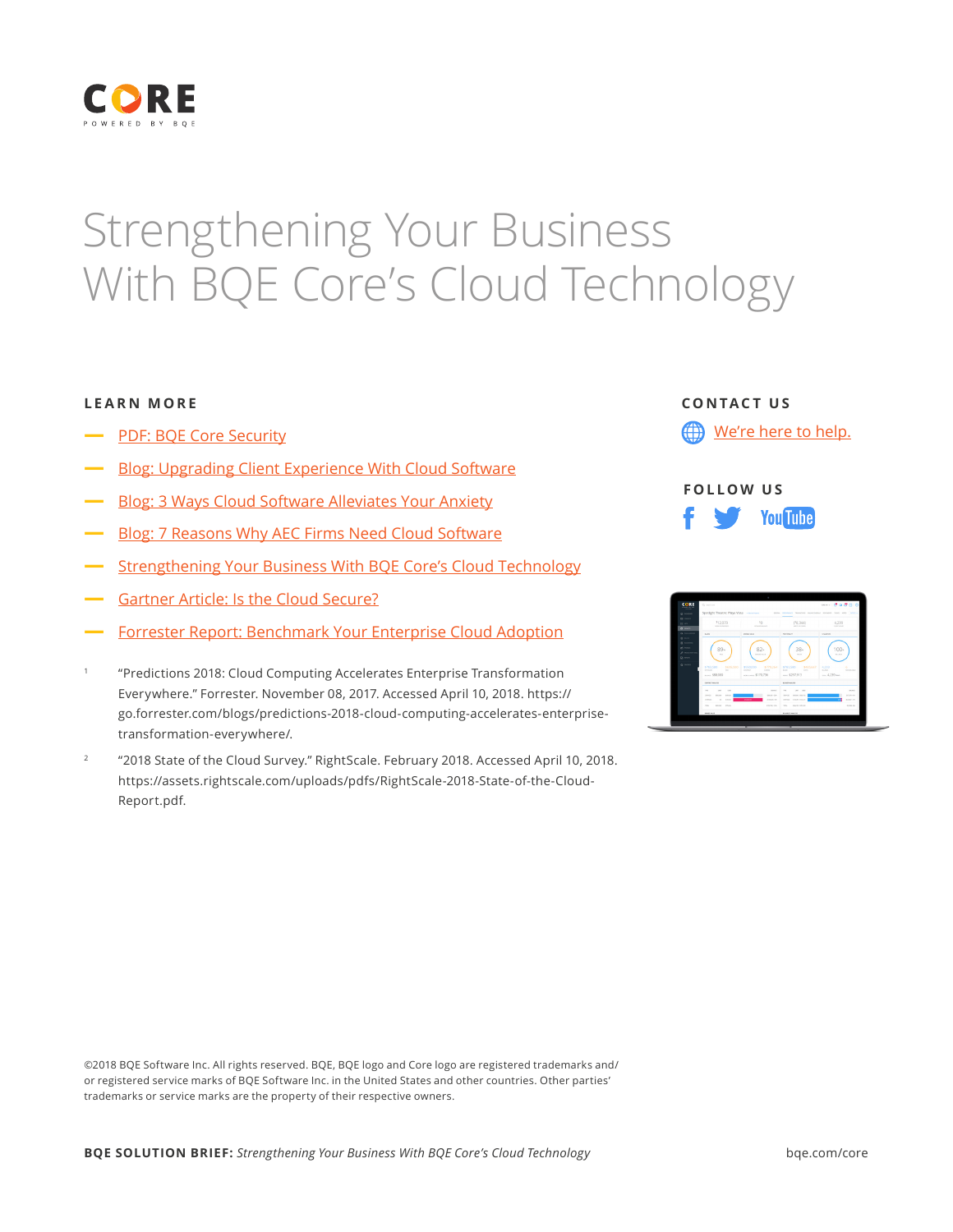# Strengthening Your Business With BQE Core's Cloud Technology

### LEARN MORE

- PDF: BQE Core Security
- Blog: Upgrading Client Experience With Cloud Software
- Blog: 3 Ways Cloud Software Alleviates Your Anxiety
- Blog: 7 Reasons Why AEC Firms Need Cloud Software
- Strengthening Your Business With BQE Core's Cloud Technology
- Gartner Article: Is the Cloud Secure?
- Forrester Report: Benchmark Your Enterprise Cloud Adoption

[1] "Predictions 2018: Cloud Computing Accelerates Enterprise Transformation Everywhere." Forrester. November 08, 2017. Accessed April 10, 2018. https://go.forrester.com/blogs/predictions-2018-cloud-computing-accelerates-enterprise-transformation-everywhere/.

[2] "2018 State of the Cloud Survey." RightScale. February 2018. Accessed April 10, 2018. https://assets.rightscale.com/uploads/pdfs/RightScale-2018-State-of-the-Cloud-Report.pdf.

### CONTACT US

We're here to help.

### FOLLOW US

©2018 BQE Software Inc. All rights reserved. BQE, BQE logo and Core logo are registered trademarks and/or registered service marks of BQE Software Inc. in the United States and other countries. Other parties' trademarks or service marks are the property of their respective owners.